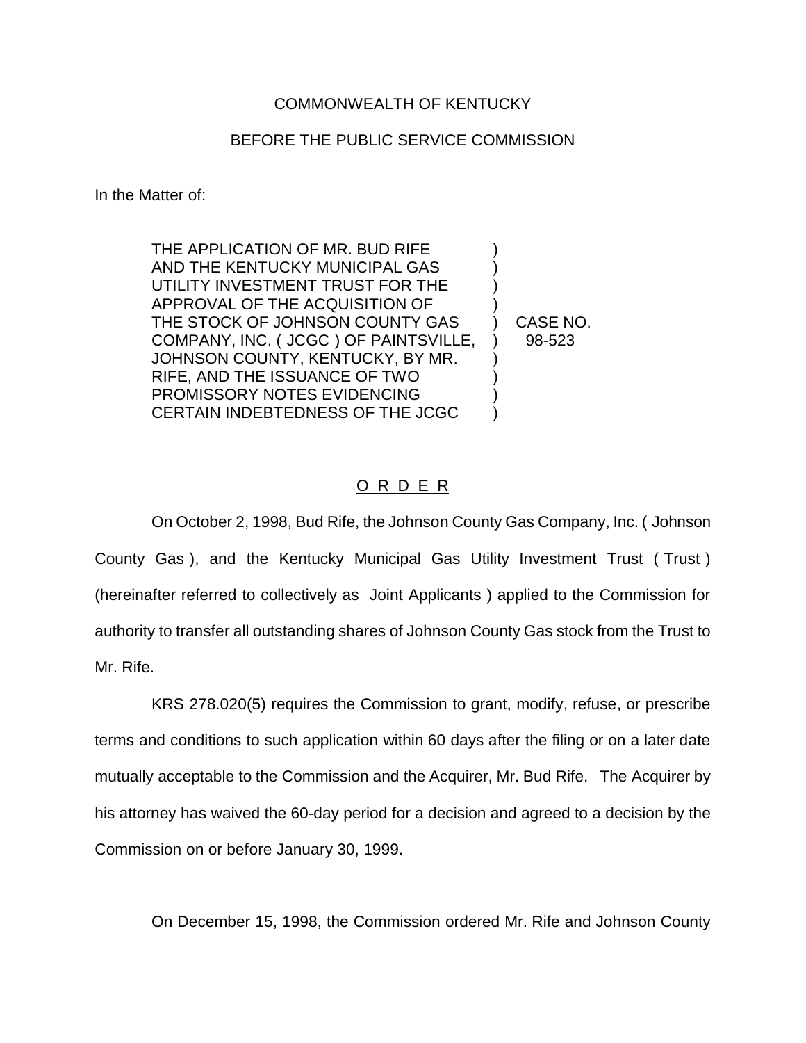COMMONWEALTH OF KENTUCKY

BEFORE THE PUBLIC SERVICE COMMISSION

In the Matter of:

| | | |
|---|---|---|
| THE APPLICATION OF MR. BUD RIFE AND THE KENTUCKY MUNICIPAL GAS UTILITY INVESTMENT TRUST FOR THE APPROVAL OF THE ACQUISITION OF THE STOCK OF JOHNSON COUNTY GAS COMPANY, INC. ( JCGC ) OF PAINTSVILLE, JOHNSON COUNTY, KENTUCKY, BY MR. RIFE, AND THE ISSUANCE OF TWO PROMISSORY NOTES EVIDENCING CERTAIN INDEBTEDNESS OF THE JCGC | ) | CASE NO. 98-523 |

## O R D E R

On October 2, 1998, Bud Rife, the Johnson County Gas Company, Inc. ( Johnson County Gas ), and the Kentucky Municipal Gas Utility Investment Trust ( Trust ) (hereinafter referred to collectively as Joint Applicants ) applied to the Commission for authority to transfer all outstanding shares of Johnson County Gas stock from the Trust to Mr. Rife.

KRS 278.020(5) requires the Commission to grant, modify, refuse, or prescribe terms and conditions to such application within 60 days after the filing or on a later date mutually acceptable to the Commission and the Acquirer, Mr. Bud Rife. The Acquirer by his attorney has waived the 60-day period for a decision and agreed to a decision by the Commission on or before January 30, 1999.

On December 15, 1998, the Commission ordered Mr. Rife and Johnson County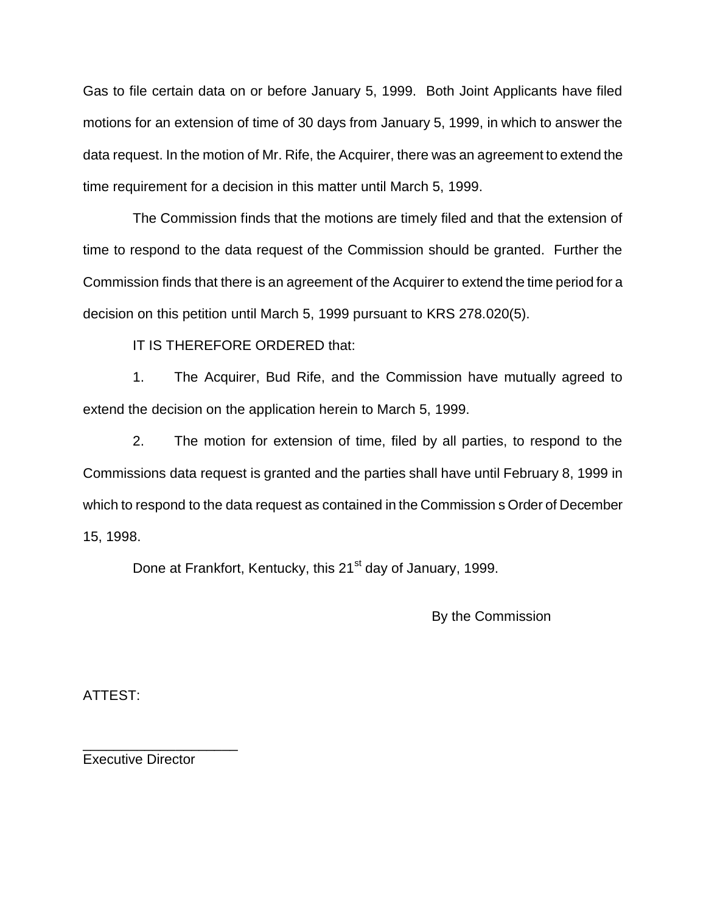Gas to file certain data on or before January 5, 1999. Both Joint Applicants have filed motions for an extension of time of 30 days from January 5, 1999, in which to answer the data request. In the motion of Mr. Rife, the Acquirer, there was an agreement to extend the time requirement for a decision in this matter until March 5, 1999.

The Commission finds that the motions are timely filed and that the extension of time to respond to the data request of the Commission should be granted. Further the Commission finds that there is an agreement of the Acquirer to extend the time period for a decision on this petition until March 5, 1999 pursuant to KRS 278.020(5).

IT IS THEREFORE ORDERED that:

1. The Acquirer, Bud Rife, and the Commission have mutually agreed to extend the decision on the application herein to March 5, 1999.

2. The motion for extension of time, filed by all parties, to respond to the Commissions data request is granted and the parties shall have until February 8, 1999 in which to respond to the data request as contained in the Commission s Order of December 15, 1998.

Done at Frankfort, Kentucky, this 21st day of January, 1999.

By the Commission

ATTEST:

\_\_\_\_\_\_\_\_\_\_\_\_\_\_\_\_\_\_\_\_

Executive Director